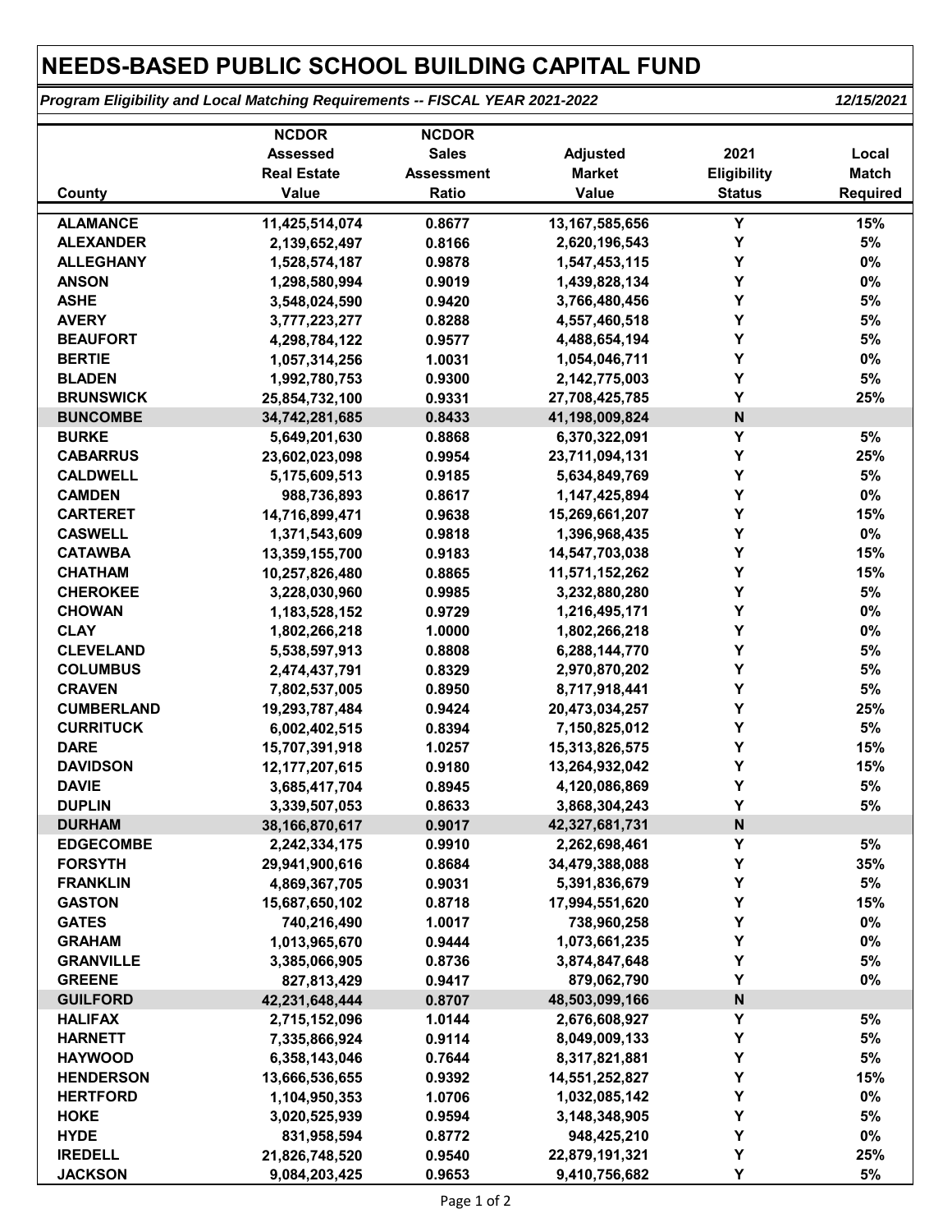# NEEDS-BASED PUBLIC SCHOOL BUILDING CAPITAL FUND

***Program Eligibility and Local Matching Requirements -- FISCAL YEAR 2021-2022*** ***12/15/2021***

| County | NCDOR Assessed Real Estate Value | NCDOR Sales Assessment Ratio | Adjusted Market Value | 2021 Eligibility Status | Local Match Required |
|---|---|---|---|---|---|
| ALAMANCE | 11,425,514,074 | 0.8677 | 13,167,585,656 | Y | 15% |
| ALEXANDER | 2,139,652,497 | 0.8166 | 2,620,196,543 | Y | 5% |
| ALLEGHANY | 1,528,574,187 | 0.9878 | 1,547,453,115 | Y | 0% |
| ANSON | 1,298,580,994 | 0.9019 | 1,439,828,134 | Y | 0% |
| ASHE | 3,548,024,590 | 0.9420 | 3,766,480,456 | Y | 5% |
| AVERY | 3,777,223,277 | 0.8288 | 4,557,460,518 | Y | 5% |
| BEAUFORT | 4,298,784,122 | 0.9577 | 4,488,654,194 | Y | 5% |
| BERTIE | 1,057,314,256 | 1.0031 | 1,054,046,711 | Y | 0% |
| BLADEN | 1,992,780,753 | 0.9300 | 2,142,775,003 | Y | 5% |
| BRUNSWICK | 25,854,732,100 | 0.9331 | 27,708,425,785 | Y | 25% |
| BUNCOMBE | 34,742,281,685 | 0.8433 | 41,198,009,824 | N | |
| BURKE | 5,649,201,630 | 0.8868 | 6,370,322,091 | Y | 5% |
| CABARRUS | 23,602,023,098 | 0.9954 | 23,711,094,131 | Y | 25% |
| CALDWELL | 5,175,609,513 | 0.9185 | 5,634,849,769 | Y | 5% |
| CAMDEN | 988,736,893 | 0.8617 | 1,147,425,894 | Y | 0% |
| CARTERET | 14,716,899,471 | 0.9638 | 15,269,661,207 | Y | 15% |
| CASWELL | 1,371,543,609 | 0.9818 | 1,396,968,435 | Y | 0% |
| CATAWBA | 13,359,155,700 | 0.9183 | 14,547,703,038 | Y | 15% |
| CHATHAM | 10,257,826,480 | 0.8865 | 11,571,152,262 | Y | 15% |
| CHEROKEE | 3,228,030,960 | 0.9985 | 3,232,880,280 | Y | 5% |
| CHOWAN | 1,183,528,152 | 0.9729 | 1,216,495,171 | Y | 0% |
| CLAY | 1,802,266,218 | 1.0000 | 1,802,266,218 | Y | 0% |
| CLEVELAND | 5,538,597,913 | 0.8808 | 6,288,144,770 | Y | 5% |
| COLUMBUS | 2,474,437,791 | 0.8329 | 2,970,870,202 | Y | 5% |
| CRAVEN | 7,802,537,005 | 0.8950 | 8,717,918,441 | Y | 5% |
| CUMBERLAND | 19,293,787,484 | 0.9424 | 20,473,034,257 | Y | 25% |
| CURRITUCK | 6,002,402,515 | 0.8394 | 7,150,825,012 | Y | 5% |
| DARE | 15,707,391,918 | 1.0257 | 15,313,826,575 | Y | 15% |
| DAVIDSON | 12,177,207,615 | 0.9180 | 13,264,932,042 | Y | 15% |
| DAVIE | 3,685,417,704 | 0.8945 | 4,120,086,869 | Y | 5% |
| DUPLIN | 3,339,507,053 | 0.8633 | 3,868,304,243 | Y | 5% |
| DURHAM | 38,166,870,617 | 0.9017 | 42,327,681,731 | N | |
| EDGECOMBE | 2,242,334,175 | 0.9910 | 2,262,698,461 | Y | 5% |
| FORSYTH | 29,941,900,616 | 0.8684 | 34,479,388,088 | Y | 35% |
| FRANKLIN | 4,869,367,705 | 0.9031 | 5,391,836,679 | Y | 5% |
| GASTON | 15,687,650,102 | 0.8718 | 17,994,551,620 | Y | 15% |
| GATES | 740,216,490 | 1.0017 | 738,960,258 | Y | 0% |
| GRAHAM | 1,013,965,670 | 0.9444 | 1,073,661,235 | Y | 0% |
| GRANVILLE | 3,385,066,905 | 0.8736 | 3,874,847,648 | Y | 5% |
| GREENE | 827,813,429 | 0.9417 | 879,062,790 | Y | 0% |
| GUILFORD | 42,231,648,444 | 0.8707 | 48,503,099,166 | N | |
| HALIFAX | 2,715,152,096 | 1.0144 | 2,676,608,927 | Y | 5% |
| HARNETT | 7,335,866,924 | 0.9114 | 8,049,009,133 | Y | 5% |
| HAYWOOD | 6,358,143,046 | 0.7644 | 8,317,821,881 | Y | 5% |
| HENDERSON | 13,666,536,655 | 0.9392 | 14,551,252,827 | Y | 15% |
| HERTFORD | 1,104,950,353 | 1.0706 | 1,032,085,142 | Y | 0% |
| HOKE | 3,020,525,939 | 0.9594 | 3,148,348,905 | Y | 5% |
| HYDE | 831,958,594 | 0.8772 | 948,425,210 | Y | 0% |
| IREDELL | 21,826,748,520 | 0.9540 | 22,879,191,321 | Y | 25% |
| JACKSON | 9,084,203,425 | 0.9653 | 9,410,756,682 | Y | 5% |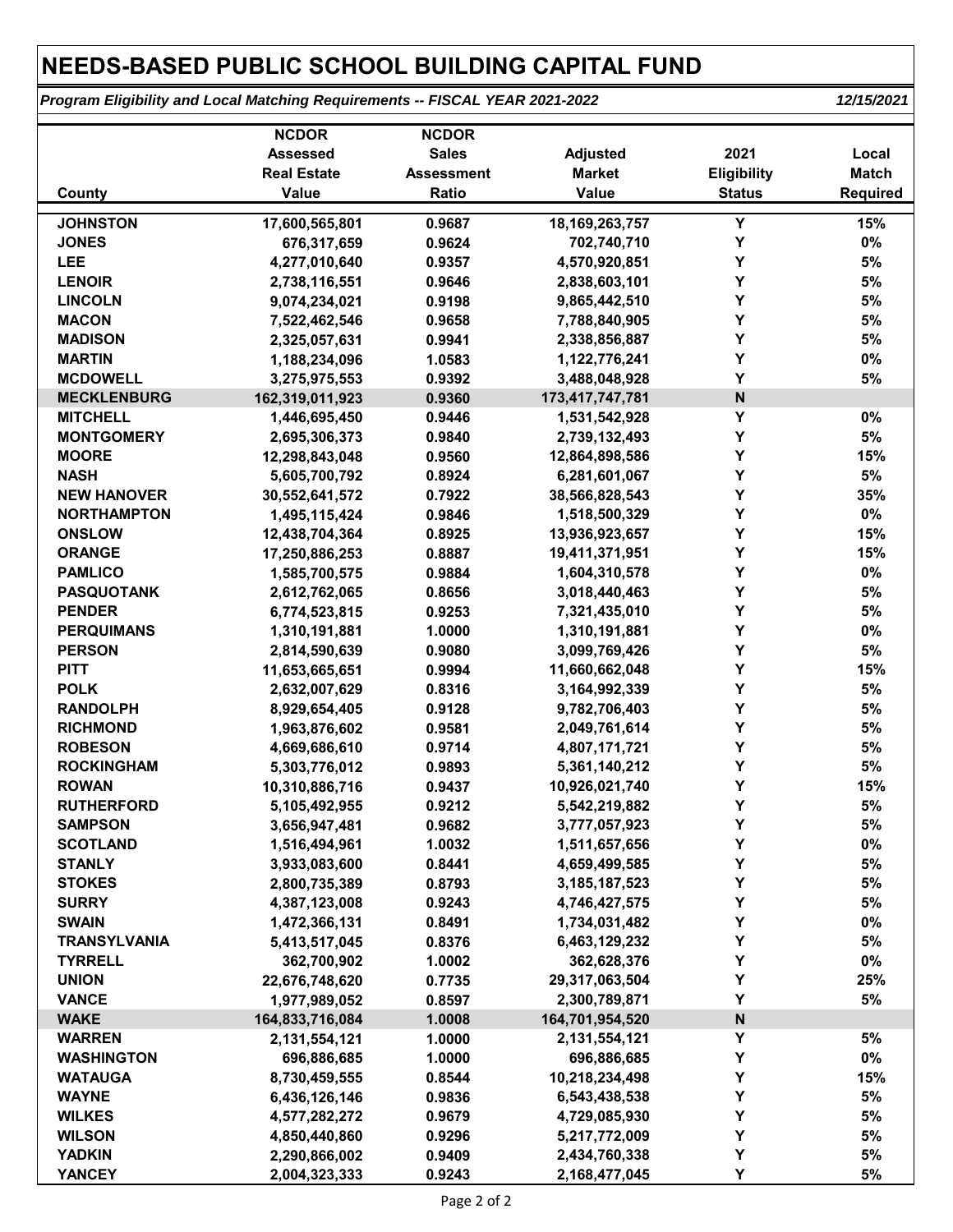# NEEDS-BASED PUBLIC SCHOOL BUILDING CAPITAL FUND

***Program Eligibility and Local Matching Requirements -- FISCAL YEAR 2021-2022*** ***12/15/2021***

| County | NCDOR Assessed Real Estate Value | NCDOR Sales Assessment Ratio | Adjusted Market Value | 2021 Eligibility Status | Local Match Required |
|---|---|---|---|---|---|
| JOHNSTON | 17,600,565,801 | 0.9687 | 18,169,263,757 | Y | 15% |
| JONES | 676,317,659 | 0.9624 | 702,740,710 | Y | 0% |
| LEE | 4,277,010,640 | 0.9357 | 4,570,920,851 | Y | 5% |
| LENOIR | 2,738,116,551 | 0.9646 | 2,838,603,101 | Y | 5% |
| LINCOLN | 9,074,234,021 | 0.9198 | 9,865,442,510 | Y | 5% |
| MACON | 7,522,462,546 | 0.9658 | 7,788,840,905 | Y | 5% |
| MADISON | 2,325,057,631 | 0.9941 | 2,338,856,887 | Y | 5% |
| MARTIN | 1,188,234,096 | 1.0583 | 1,122,776,241 | Y | 0% |
| MCDOWELL | 3,275,975,553 | 0.9392 | 3,488,048,928 | Y | 5% |
| MECKLENBURG | 162,319,011,923 | 0.9360 | 173,417,747,781 | N | |
| MITCHELL | 1,446,695,450 | 0.9446 | 1,531,542,928 | Y | 0% |
| MONTGOMERY | 2,695,306,373 | 0.9840 | 2,739,132,493 | Y | 5% |
| MOORE | 12,298,843,048 | 0.9560 | 12,864,898,586 | Y | 15% |
| NASH | 5,605,700,792 | 0.8924 | 6,281,601,067 | Y | 5% |
| NEW HANOVER | 30,552,641,572 | 0.7922 | 38,566,828,543 | Y | 35% |
| NORTHAMPTON | 1,495,115,424 | 0.9846 | 1,518,500,329 | Y | 0% |
| ONSLOW | 12,438,704,364 | 0.8925 | 13,936,923,657 | Y | 15% |
| ORANGE | 17,250,886,253 | 0.8887 | 19,411,371,951 | Y | 15% |
| PAMLICO | 1,585,700,575 | 0.9884 | 1,604,310,578 | Y | 0% |
| PASQUOTANK | 2,612,762,065 | 0.8656 | 3,018,440,463 | Y | 5% |
| PENDER | 6,774,523,815 | 0.9253 | 7,321,435,010 | Y | 5% |
| PERQUIMANS | 1,310,191,881 | 1.0000 | 1,310,191,881 | Y | 0% |
| PERSON | 2,814,590,639 | 0.9080 | 3,099,769,426 | Y | 5% |
| PITT | 11,653,665,651 | 0.9994 | 11,660,662,048 | Y | 15% |
| POLK | 2,632,007,629 | 0.8316 | 3,164,992,339 | Y | 5% |
| RANDOLPH | 8,929,654,405 | 0.9128 | 9,782,706,403 | Y | 5% |
| RICHMOND | 1,963,876,602 | 0.9581 | 2,049,761,614 | Y | 5% |
| ROBESON | 4,669,686,610 | 0.9714 | 4,807,171,721 | Y | 5% |
| ROCKINGHAM | 5,303,776,012 | 0.9893 | 5,361,140,212 | Y | 5% |
| ROWAN | 10,310,886,716 | 0.9437 | 10,926,021,740 | Y | 15% |
| RUTHERFORD | 5,105,492,955 | 0.9212 | 5,542,219,882 | Y | 5% |
| SAMPSON | 3,656,947,481 | 0.9682 | 3,777,057,923 | Y | 5% |
| SCOTLAND | 1,516,494,961 | 1.0032 | 1,511,657,656 | Y | 0% |
| STANLY | 3,933,083,600 | 0.8441 | 4,659,499,585 | Y | 5% |
| STOKES | 2,800,735,389 | 0.8793 | 3,185,187,523 | Y | 5% |
| SURRY | 4,387,123,008 | 0.9243 | 4,746,427,575 | Y | 5% |
| SWAIN | 1,472,366,131 | 0.8491 | 1,734,031,482 | Y | 0% |
| TRANSYLVANIA | 5,413,517,045 | 0.8376 | 6,463,129,232 | Y | 5% |
| TYRRELL | 362,700,902 | 1.0002 | 362,628,376 | Y | 0% |
| UNION | 22,676,748,620 | 0.7735 | 29,317,063,504 | Y | 25% |
| VANCE | 1,977,989,052 | 0.8597 | 2,300,789,871 | Y | 5% |
| WAKE | 164,833,716,084 | 1.0008 | 164,701,954,520 | N | |
| WARREN | 2,131,554,121 | 1.0000 | 2,131,554,121 | Y | 5% |
| WASHINGTON | 696,886,685 | 1.0000 | 696,886,685 | Y | 0% |
| WATAUGA | 8,730,459,555 | 0.8544 | 10,218,234,498 | Y | 15% |
| WAYNE | 6,436,126,146 | 0.9836 | 6,543,438,538 | Y | 5% |
| WILKES | 4,577,282,272 | 0.9679 | 4,729,085,930 | Y | 5% |
| WILSON | 4,850,440,860 | 0.9296 | 5,217,772,009 | Y | 5% |
| YADKIN | 2,290,866,002 | 0.9409 | 2,434,760,338 | Y | 5% |
| YANCEY | 2,004,323,333 | 0.9243 | 2,168,477,045 | Y | 5% |